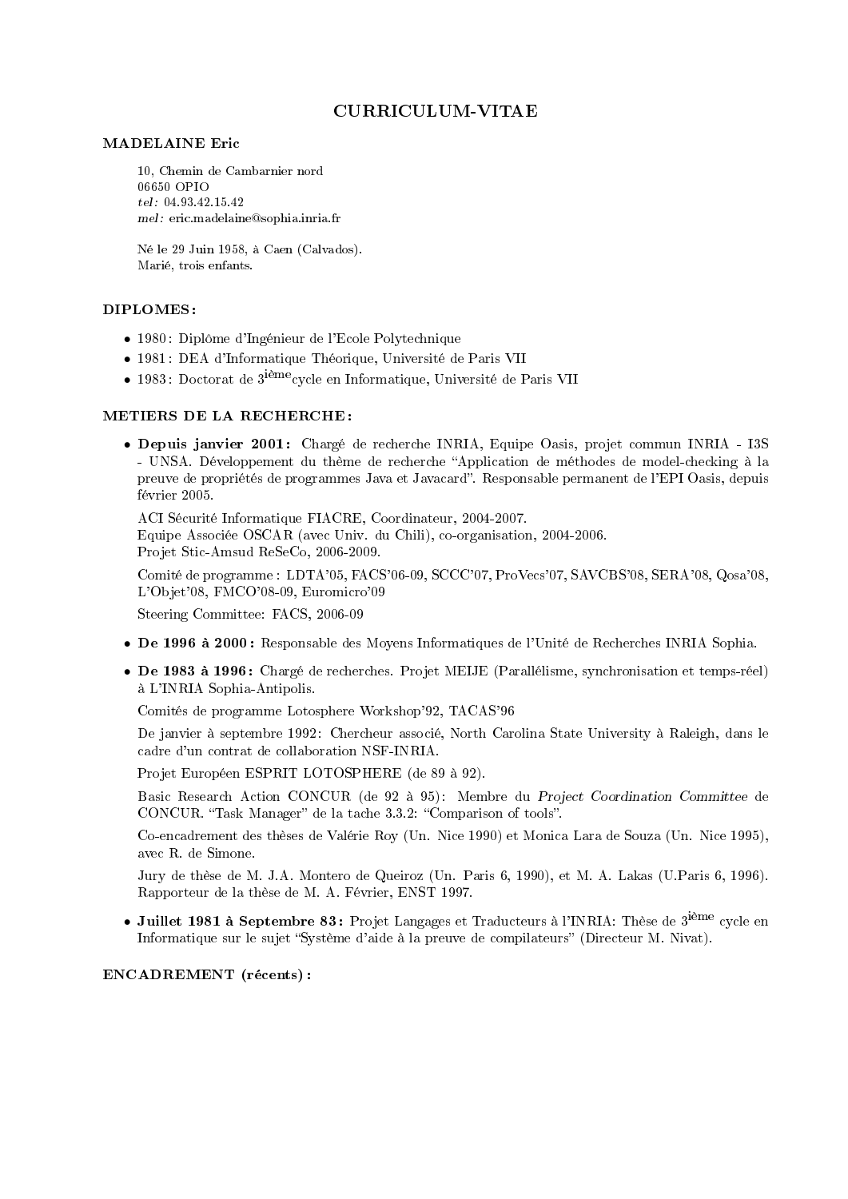# CURRICULUM-VITAE

**MADELAINE Eric**

10, Chemin de Cambarnier nord
06650 OPIO
*tel:* 04.93.42.15.42
*mel:* eric.madelaine@sophia.inria.fr

Né le 29 Juin 1958, à Caen (Calvados).
Marié, trois enfants.

## DIPLOMES :

- 1980 : Diplôme d'Ingénieur de l'Ecole Polytechnique
- 1981 : DEA d'Informatique Théorique, Université de Paris VII
- 1983 : Doctorat de 3ième cycle en Informatique, Université de Paris VII

## METIERS DE LA RECHERCHE :

- **Depuis janvier 2001 :** Chargé de recherche INRIA, Equipe Oasis, projet commun INRIA - I3S - UNSA. Développement du thème de recherche "Application de méthodes de model-checking à la preuve de propriétés de programmes Java et Javacard". Responsable permanent de l'EPI Oasis, depuis février 2005.

  ACI Sécurité Informatique FIACRE, Coordinateur, 2004-2007.
  Equipe Associée OSCAR (avec Univ. du Chili), co-organisation, 2004-2006.
  Projet Stic-Amsud ReSeCo, 2006-2009.

  Comité de programme : LDTA'05, FACS'06-09, SCCC'07, ProVecs'07, SAVCBS'08, SERA'08, Qosa'08, L'Objet'08, FMCO'08-09, Euromicro'09

  Steering Committee: FACS, 2006-09

- **De 1996 à 2000 :** Responsable des Moyens Informatiques de l'Unité de Recherches INRIA Sophia.

- **De 1983 à 1996 :** Chargé de recherches. Projet MEIJE (Parallélisme, synchronisation et temps-réel) à L'INRIA Sophia-Antipolis.

  Comités de programme Lotosphere Workshop'92, TACAS'96

  De janvier à septembre 1992: Chercheur associé, North Carolina State University à Raleigh, dans le cadre d'un contrat de collaboration NSF-INRIA.

  Projet Européen ESPRIT LOTOSPHERE (de 89 à 92).

  Basic Research Action CONCUR (de 92 à 95): Membre du *Project Coordination Committee* de CONCUR. "Task Manager" de la tache 3.3.2: "Comparison of tools".

  Co-encadrement des thèses de Valérie Roy (Un. Nice 1990) et Monica Lara de Souza (Un. Nice 1995), avec R. de Simone.

  Jury de thèse de M. J.A. Montero de Queiroz (Un. Paris 6, 1990), et M. A. Lakas (U.Paris 6, 1996). Rapporteur de la thèse de M. A. Février, ENST 1997.

- **Juillet 1981 à Septembre 83 :** Projet Langages et Traducteurs à l'INRIA: Thèse de 3ième cycle en Informatique sur le sujet "Système d'aide à la preuve de compilateurs" (Directeur M. Nivat).

## ENCADREMENT (récents) :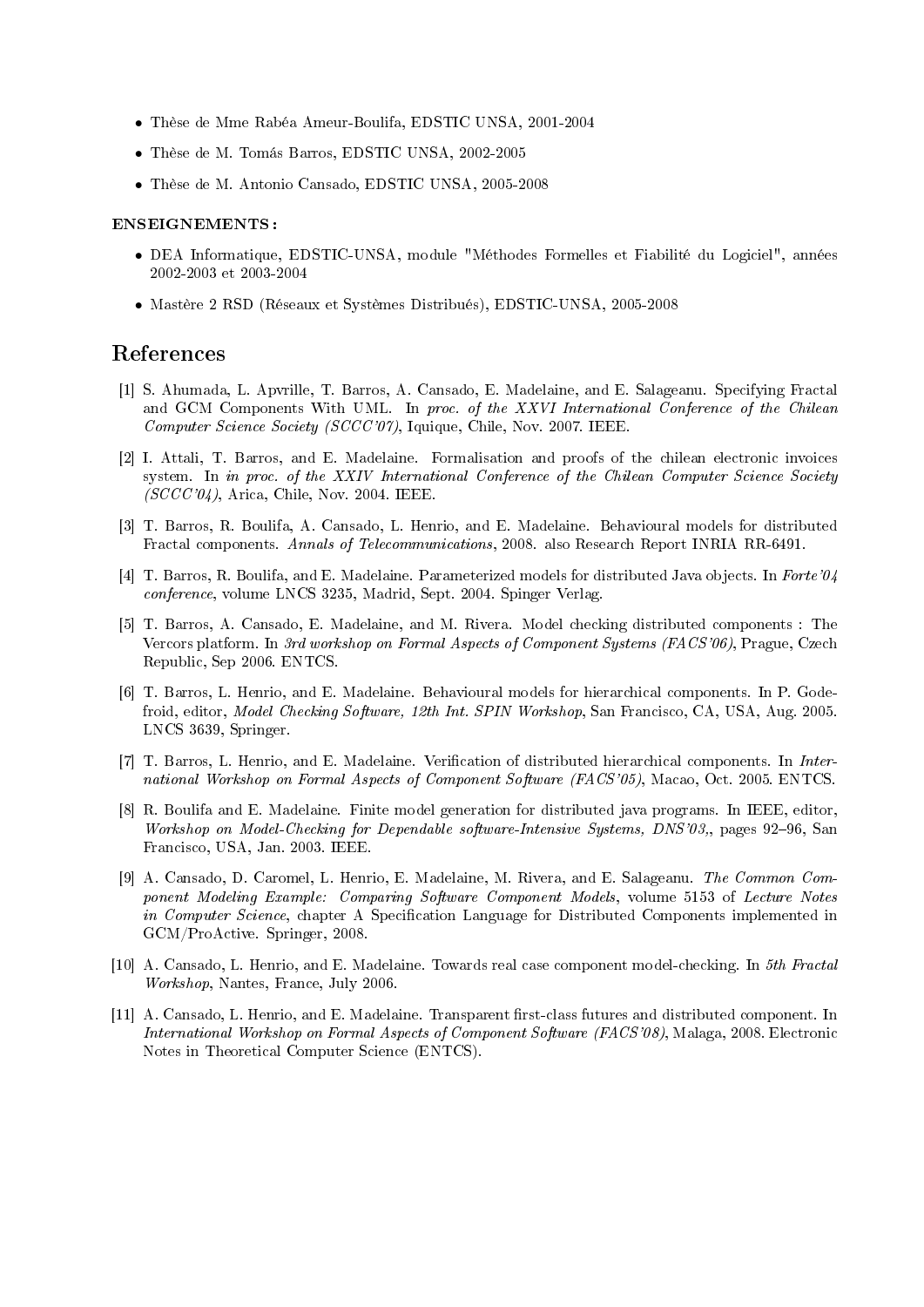- Thèse de Mme Rabéa Ameur-Boulifa, EDSTIC UNSA, 2001-2004
- Thèse de M. Tomás Barros, EDSTIC UNSA, 2002-2005
- Thèse de M. Antonio Cansado, EDSTIC UNSA, 2005-2008

**ENSEIGNEMENTS :**

- DEA Informatique, EDSTIC-UNSA, module "Méthodes Formelles et Fiabilité du Logiciel", années 2002-2003 et 2003-2004
- Mastère 2 RSD (Réseaux et Systèmes Distribués), EDSTIC-UNSA, 2005-2008

# References

[1] S. Ahumada, L. Apvrille, T. Barros, A. Cansado, E. Madelaine, and E. Salageanu. Specifying Fractal and GCM Components With UML. In *proc. of the XXVI International Conference of the Chilean Computer Science Society (SCCC'07)*, Iquique, Chile, Nov. 2007. IEEE.

[2] I. Attali, T. Barros, and E. Madelaine. Formalisation and proofs of the chilean electronic invoices system. In *in proc. of the XXIV International Conference of the Chilean Computer Science Society (SCCC'04)*, Arica, Chile, Nov. 2004. IEEE.

[3] T. Barros, R. Boulifa, A. Cansado, L. Henrio, and E. Madelaine. Behavioural models for distributed Fractal components. *Annals of Telecommunications*, 2008. also Research Report INRIA RR-6491.

[4] T. Barros, R. Boulifa, and E. Madelaine. Parameterized models for distributed Java objects. In *Forte'04 conference*, volume LNCS 3235, Madrid, Sept. 2004. Spinger Verlag.

[5] T. Barros, A. Cansado, E. Madelaine, and M. Rivera. Model checking distributed components : The Vercors platform. In *3rd workshop on Formal Aspects of Component Systems (FACS'06)*, Prague, Czech Republic, Sep 2006. ENTCS.

[6] T. Barros, L. Henrio, and E. Madelaine. Behavioural models for hierarchical components. In P. Godefroid, editor, *Model Checking Software, 12th Int. SPIN Workshop*, San Francisco, CA, USA, Aug. 2005. LNCS 3639, Springer.

[7] T. Barros, L. Henrio, and E. Madelaine. Verification of distributed hierarchical components. In *International Workshop on Formal Aspects of Component Software (FACS'05)*, Macao, Oct. 2005. ENTCS.

[8] R. Boulifa and E. Madelaine. Finite model generation for distributed java programs. In IEEE, editor, *Workshop on Model-Checking for Dependable software-Intensive Systems, DNS'03,*, pages 92–96, San Francisco, USA, Jan. 2003. IEEE.

[9] A. Cansado, D. Caromel, L. Henrio, E. Madelaine, M. Rivera, and E. Salageanu. *The Common Component Modeling Example: Comparing Software Component Models*, volume 5153 of *Lecture Notes in Computer Science*, chapter A Specification Language for Distributed Components implemented in GCM/ProActive. Springer, 2008.

[10] A. Cansado, L. Henrio, and E. Madelaine. Towards real case component model-checking. In *5th Fractal Workshop*, Nantes, France, July 2006.

[11] A. Cansado, L. Henrio, and E. Madelaine. Transparent first-class futures and distributed component. In *International Workshop on Formal Aspects of Component Software (FACS'08)*, Malaga, 2008. Electronic Notes in Theoretical Computer Science (ENTCS).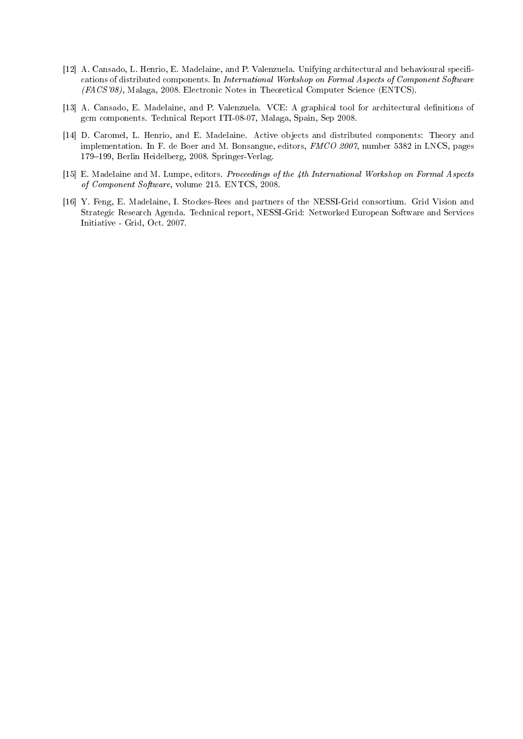[12] A. Cansado, L. Henrio, E. Madelaine, and P. Valenzuela. Unifying architectural and behavioural specifications of distributed components. In *International Workshop on Formal Aspects of Component Software (FACS'08)*, Malaga, 2008. Electronic Notes in Theoretical Computer Science (ENTCS).

[13] A. Cansado, E. Madelaine, and P. Valenzuela. VCE: A graphical tool for architectural definitions of gcm components. Technical Report ITI-08-07, Malaga, Spain, Sep 2008.

[14] D. Caromel, L. Henrio, and E. Madelaine. Active objects and distributed components: Theory and implementation. In F. de Boer and M. Bonsangue, editors, *FMCO 2007*, number 5382 in LNCS, pages 179–199, Berlin Heidelberg, 2008. Springer-Verlag.

[15] E. Madelaine and M. Lumpe, editors. *Proceedings of the 4th International Workshop on Formal Aspects of Component Software*, volume 215. ENTCS, 2008.

[16] Y. Feng, E. Madelaine, I. Stockes-Rees and partners of the NESSI-Grid consortium. Grid Vision and Strategic Research Agenda. Technical report, NESSI-Grid: Networked European Software and Services Initiative - Grid, Oct. 2007.